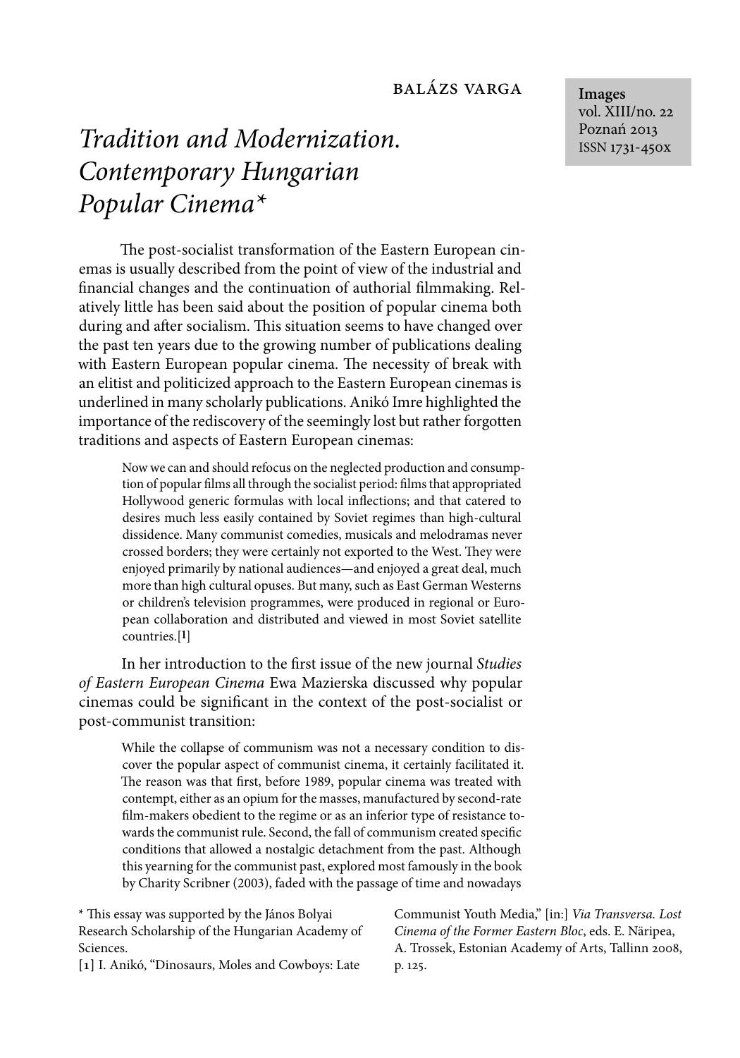BALÁZS VARGA

**Images**
vol. XIII/no. 22
Poznań 2013
ISSN 1731-450x

# *Tradition and Modernization. Contemporary Hungarian Popular Cinema**

The post-socialist transformation of the Eastern European cinemas is usually described from the point of view of the industrial and financial changes and the continuation of authorial filmmaking. Relatively little has been said about the position of popular cinema both during and after socialism. This situation seems to have changed over the past ten years due to the growing number of publications dealing with Eastern European popular cinema. The necessity of break with an elitist and politicized approach to the Eastern European cinemas is underlined in many scholarly publications. Anikó Imre highlighted the importance of the rediscovery of the seemingly lost but rather forgotten traditions and aspects of Eastern European cinemas:

> Now we can and should refocus on the neglected production and consumption of popular films all through the socialist period: films that appropriated Hollywood generic formulas with local inflections; and that catered to desires much less easily contained by Soviet regimes than high-cultural dissidence. Many communist comedies, musicals and melodramas never crossed borders; they were certainly not exported to the West. They were enjoyed primarily by national audiences—and enjoyed a great deal, much more than high cultural opuses. But many, such as East German Westerns or children's television programmes, were produced in regional or European collaboration and distributed and viewed in most Soviet satellite countries.[1]

In her introduction to the first issue of the new journal *Studies of Eastern European Cinema* Ewa Mazierska discussed why popular cinemas could be significant in the context of the post-socialist or post-communist transition:

> While the collapse of communism was not a necessary condition to discover the popular aspect of communist cinema, it certainly facilitated it. The reason was that first, before 1989, popular cinema was treated with contempt, either as an opium for the masses, manufactured by second-rate film-makers obedient to the regime or as an inferior type of resistance towards the communist rule. Second, the fall of communism created specific conditions that allowed a nostalgic detachment from the past. Although this yearning for the communist past, explored most famously in the book by Charity Scribner (2003), faded with the passage of time and nowadays

\* This essay was supported by the János Bolyai Research Scholarship of the Hungarian Academy of Sciences.

[1] I. Anikó, "Dinosaurs, Moles and Cowboys: Late Communist Youth Media," [in:] *Via Transversa. Lost Cinema of the Former Eastern Bloc*, eds. E. Näripea, A. Trossek, Estonian Academy of Arts, Tallinn 2008, p. 125.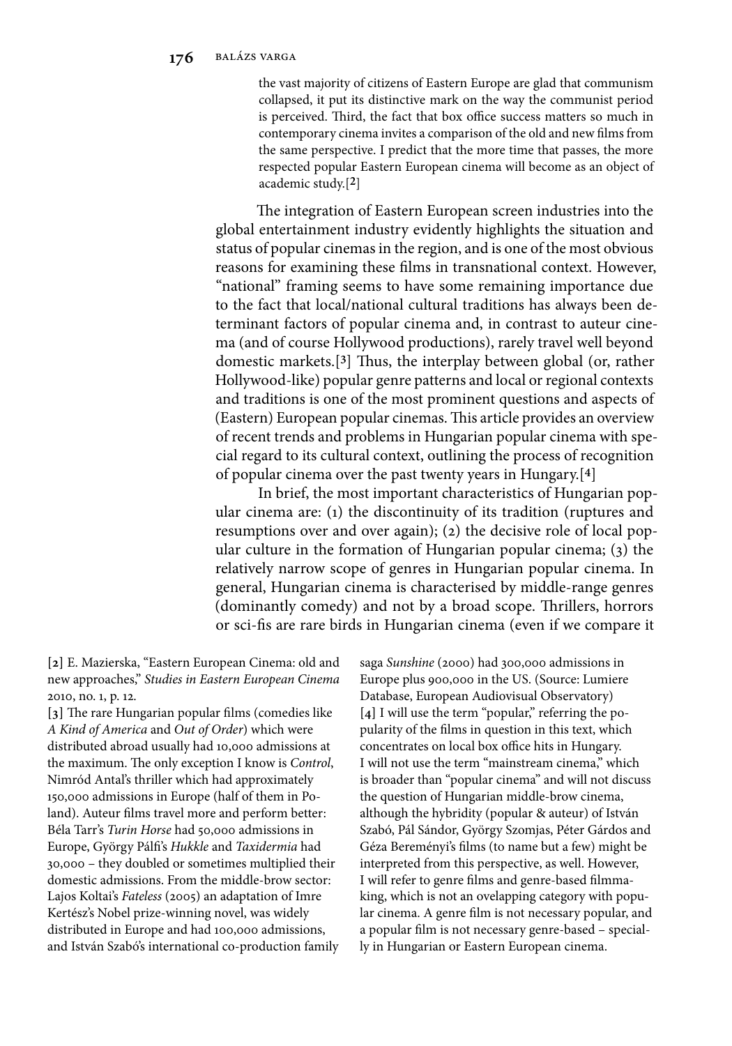the vast majority of citizens of Eastern Europe are glad that communism collapsed, it put its distinctive mark on the way the communist period is perceived. Third, the fact that box office success matters so much in contemporary cinema invites a comparison of the old and new films from the same perspective. I predict that the more time that passes, the more respected popular Eastern European cinema will become as an object of academic study.[2]

The integration of Eastern European screen industries into the global entertainment industry evidently highlights the situation and status of popular cinemas in the region, and is one of the most obvious reasons for examining these films in transnational context. However, "national" framing seems to have some remaining importance due to the fact that local/national cultural traditions has always been determinant factors of popular cinema and, in contrast to auteur cinema (and of course Hollywood productions), rarely travel well beyond domestic markets.[3] Thus, the interplay between global (or, rather Hollywood-like) popular genre patterns and local or regional contexts and traditions is one of the most prominent questions and aspects of (Eastern) European popular cinemas. This article provides an overview of recent trends and problems in Hungarian popular cinema with special regard to its cultural context, outlining the process of recognition of popular cinema over the past twenty years in Hungary.[4]

In brief, the most important characteristics of Hungarian popular cinema are: (1) the discontinuity of its tradition (ruptures and resumptions over and over again); (2) the decisive role of local popular culture in the formation of Hungarian popular cinema; (3) the relatively narrow scope of genres in Hungarian popular cinema. In general, Hungarian cinema is characterised by middle-range genres (dominantly comedy) and not by a broad scope. Thrillers, horrors or sci-fis are rare birds in Hungarian cinema (even if we compare it

[2] E. Mazierska, "Eastern European Cinema: old and new approaches," *Studies in Eastern European Cinema* 2010, no. 1, p. 12.

[3] The rare Hungarian popular films (comedies like *A Kind of America* and *Out of Order*) which were distributed abroad usually had 10,000 admissions at the maximum. The only exception I know is *Control*, Nimród Antal's thriller which had approximately 150,000 admissions in Europe (half of them in Poland). Auteur films travel more and perform better: Béla Tarr's *Turin Horse* had 50,000 admissions in Europe, György Pálfi's *Hukkle* and *Taxidermia* had 30,000 – they doubled or sometimes multiplied their domestic admissions. From the middle-brow sector: Lajos Koltai's *Fateless* (2005) an adaptation of Imre Kertész's Nobel prize-winning novel, was widely distributed in Europe and had 100,000 admissions, and István Szabó's international co-production family saga *Sunshine* (2000) had 300,000 admissions in Europe plus 900,000 in the US. (Source: Lumiere Database, European Audiovisual Observatory)

[4] I will use the term "popular," referring the popularity of the films in question in this text, which concentrates on local box office hits in Hungary. I will not use the term "mainstream cinema," which is broader than "popular cinema" and will not discuss the question of Hungarian middle-brow cinema, although the hybridity (popular & auteur) of István Szabó, Pál Sándor, György Szomjas, Péter Gárdos and Géza Bereményi's films (to name but a few) might be interpreted from this perspective, as well. However, I will refer to genre films and genre-based filmmaking, which is not an ovelapping category with popular cinema. A genre film is not necessary popular, and a popular film is not necessary genre-based – specially in Hungarian or Eastern European cinema.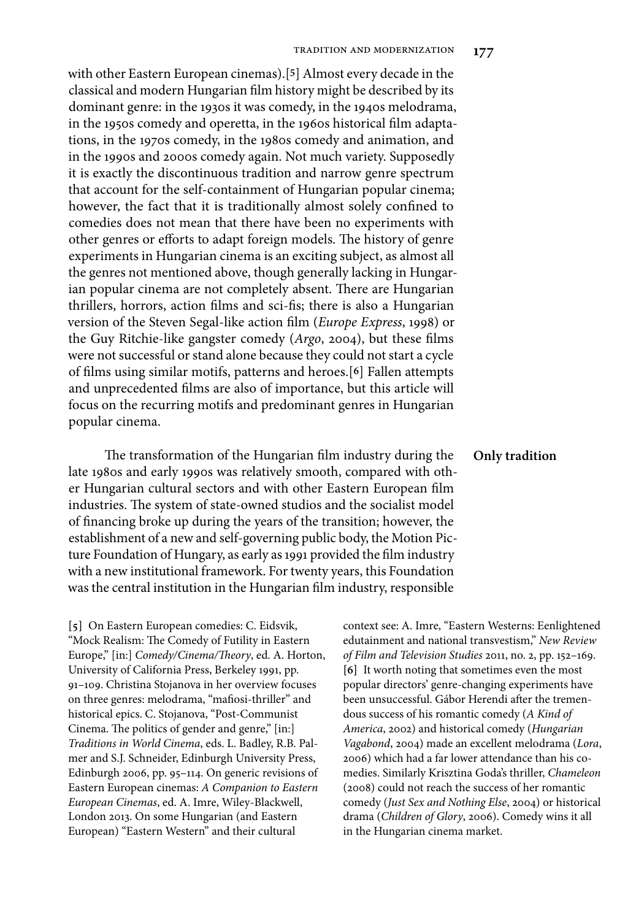with other Eastern European cinemas).[5] Almost every decade in the classical and modern Hungarian film history might be described by its dominant genre: in the 1930s it was comedy, in the 1940s melodrama, in the 1950s comedy and operetta, in the 1960s historical film adaptations, in the 1970s comedy, in the 1980s comedy and animation, and in the 1990s and 2000s comedy again. Not much variety. Supposedly it is exactly the discontinuous tradition and narrow genre spectrum that account for the self-containment of Hungarian popular cinema; however, the fact that it is traditionally almost solely confined to comedies does not mean that there have been no experiments with other genres or efforts to adapt foreign models. The history of genre experiments in Hungarian cinema is an exciting subject, as almost all the genres not mentioned above, though generally lacking in Hungarian popular cinema are not completely absent. There are Hungarian thrillers, horrors, action films and sci-fis; there is also a Hungarian version of the Steven Segal-like action film (*Europe Express*, 1998) or the Guy Ritchie-like gangster comedy (*Argo*, 2004), but these films were not successful or stand alone because they could not start a cycle of films using similar motifs, patterns and heroes.[6] Fallen attempts and unprecedented films are also of importance, but this article will focus on the recurring motifs and predominant genres in Hungarian popular cinema.

## Only tradition

The transformation of the Hungarian film industry during the late 1980s and early 1990s was relatively smooth, compared with other Hungarian cultural sectors and with other Eastern European film industries. The system of state-owned studios and the socialist model of financing broke up during the years of the transition; however, the establishment of a new and self-governing public body, the Motion Picture Foundation of Hungary, as early as 1991 provided the film industry with a new institutional framework. For twenty years, this Foundation was the central institution in the Hungarian film industry, responsible

[5] On Eastern European comedies: C. Eidsvik, "Mock Realism: The Comedy of Futility in Eastern Europe," [in:] *Comedy/Cinema/Theory*, ed. A. Horton, University of California Press, Berkeley 1991, pp. 91–109. Christina Stojanova in her overview focuses on three genres: melodrama, "mafiosi-thriller" and historical epics. C. Stojanova, "Post-Communist Cinema. The politics of gender and genre," [in:] *Traditions in World Cinema*, eds. L. Badley, R.B. Palmer and S.J. Schneider, Edinburgh University Press, Edinburgh 2006, pp. 95–114. On generic revisions of Eastern European cinemas: *A Companion to Eastern European Cinemas*, ed. A. Imre, Wiley-Blackwell, London 2013. On some Hungarian (and Eastern European) "Eastern Western" and their cultural context see: A. Imre, "Eastern Westerns: Eenlightened edutainment and national transvestism," *New Review of Film and Television Studies* 2011, no. 2, pp. 152–169.

[6] It worth noting that sometimes even the most popular directors' genre-changing experiments have been unsuccessful. Gábor Herendi after the tremendous success of his romantic comedy (*A Kind of America*, 2002) and historical comedy (*Hungarian Vagabond*, 2004) made an excellent melodrama (*Lora*, 2006) which had a far lower attendance than his comedies. Similarly Krisztina Goda's thriller, *Chameleon* (2008) could not reach the success of her romantic comedy (*Just Sex and Nothing Else*, 2004) or historical drama (*Children of Glory*, 2006). Comedy wins it all in the Hungarian cinema market.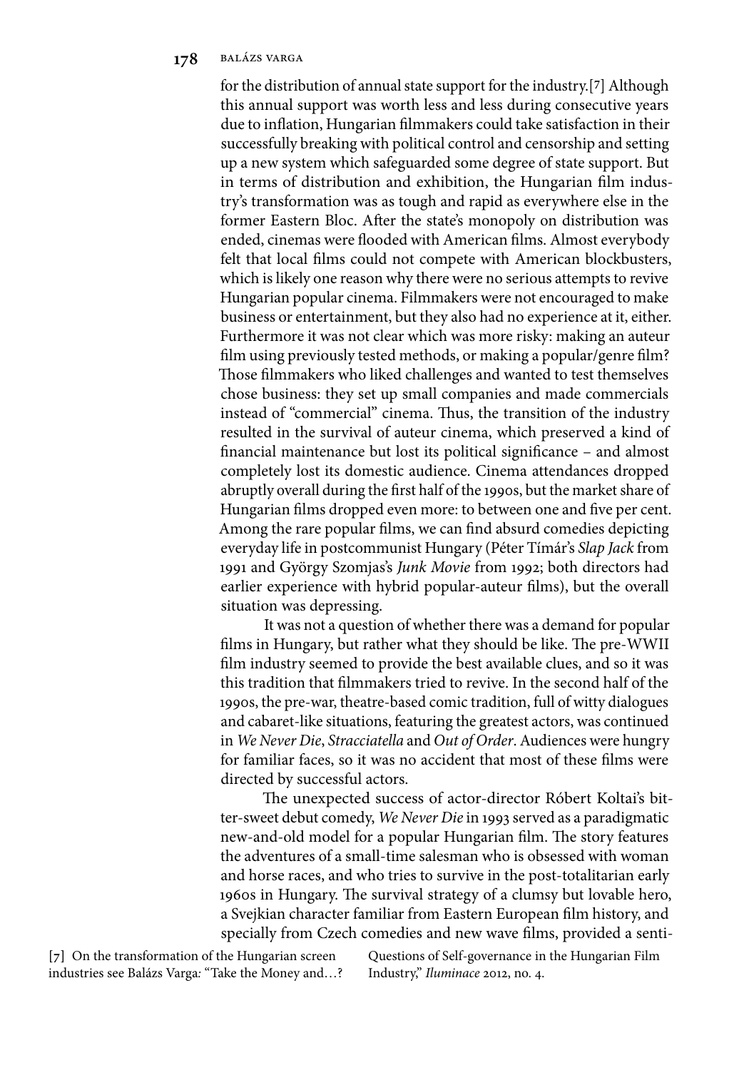for the distribution of annual state support for the industry.[7] Although this annual support was worth less and less during consecutive years due to inflation, Hungarian filmmakers could take satisfaction in their successfully breaking with political control and censorship and setting up a new system which safeguarded some degree of state support. But in terms of distribution and exhibition, the Hungarian film industry's transformation was as tough and rapid as everywhere else in the former Eastern Bloc. After the state's monopoly on distribution was ended, cinemas were flooded with American films. Almost everybody felt that local films could not compete with American blockbusters, which is likely one reason why there were no serious attempts to revive Hungarian popular cinema. Filmmakers were not encouraged to make business or entertainment, but they also had no experience at it, either. Furthermore it was not clear which was more risky: making an auteur film using previously tested methods, or making a popular/genre film? Those filmmakers who liked challenges and wanted to test themselves chose business: they set up small companies and made commercials instead of "commercial" cinema. Thus, the transition of the industry resulted in the survival of auteur cinema, which preserved a kind of financial maintenance but lost its political significance – and almost completely lost its domestic audience. Cinema attendances dropped abruptly overall during the first half of the 1990s, but the market share of Hungarian films dropped even more: to between one and five per cent. Among the rare popular films, we can find absurd comedies depicting everyday life in postcommunist Hungary (Péter Tímár's *Slap Jack* from 1991 and György Szomjas's *Junk Movie* from 1992; both directors had earlier experience with hybrid popular-auteur films), but the overall situation was depressing.

It was not a question of whether there was a demand for popular films in Hungary, but rather what they should be like. The pre-WWII film industry seemed to provide the best available clues, and so it was this tradition that filmmakers tried to revive. In the second half of the 1990s, the pre-war, theatre-based comic tradition, full of witty dialogues and cabaret-like situations, featuring the greatest actors, was continued in *We Never Die*, *Stracciatella* and *Out of Order*. Audiences were hungry for familiar faces, so it was no accident that most of these films were directed by successful actors.

The unexpected success of actor-director Róbert Koltai's bitter-sweet debut comedy, *We Never Die* in 1993 served as a paradigmatic new-and-old model for a popular Hungarian film. The story features the adventures of a small-time salesman who is obsessed with woman and horse races, and who tries to survive in the post-totalitarian early 1960s in Hungary. The survival strategy of a clumsy but lovable hero, a Svejkian character familiar from Eastern European film history, and specially from Czech comedies and new wave films, provided a senti-

[7] On the transformation of the Hungarian screen industries see Balázs Varga: "Take the Money and…? Questions of Self-governance in the Hungarian Film Industry," *Iluminace* 2012, no. 4.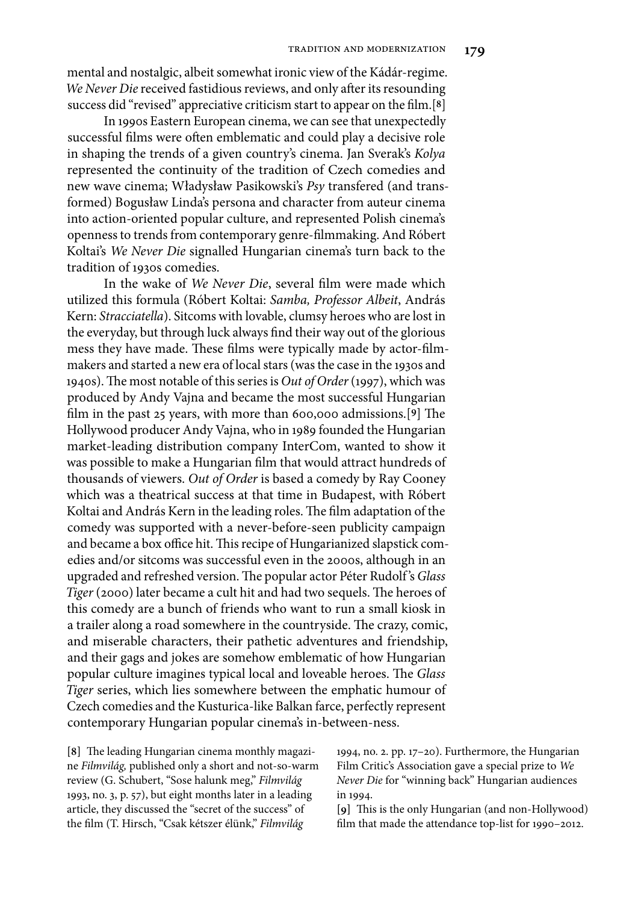mental and nostalgic, albeit somewhat ironic view of the Kádár-regime. *We Never Die* received fastidious reviews, and only after its resounding success did "revised" appreciative criticism start to appear on the film.[8]

In 1990s Eastern European cinema, we can see that unexpectedly successful films were often emblematic and could play a decisive role in shaping the trends of a given country's cinema. Jan Sverak's *Kolya* represented the continuity of the tradition of Czech comedies and new wave cinema; Władysław Pasikowski's *Psy* transfered (and transformed) Bogusław Linda's persona and character from auteur cinema into action-oriented popular culture, and represented Polish cinema's openness to trends from contemporary genre-filmmaking. And Róbert Koltai's *We Never Die* signalled Hungarian cinema's turn back to the tradition of 1930s comedies.

In the wake of *We Never Die*, several film were made which utilized this formula (Róbert Koltai: *Samba, Professor Albeit*, András Kern: *Stracciatella*). Sitcoms with lovable, clumsy heroes who are lost in the everyday, but through luck always find their way out of the glorious mess they have made. These films were typically made by actor-filmmakers and started a new era of local stars (was the case in the 1930s and 1940s). The most notable of this series is *Out of Order* (1997), which was produced by Andy Vajna and became the most successful Hungarian film in the past 25 years, with more than 600,000 admissions.[9] The Hollywood producer Andy Vajna, who in 1989 founded the Hungarian market-leading distribution company InterCom, wanted to show it was possible to make a Hungarian film that would attract hundreds of thousands of viewers. *Out of Order* is based a comedy by Ray Cooney which was a theatrical success at that time in Budapest, with Róbert Koltai and András Kern in the leading roles. The film adaptation of the comedy was supported with a never-before-seen publicity campaign and became a box office hit. This recipe of Hungarianized slapstick comedies and/or sitcoms was successful even in the 2000s, although in an upgraded and refreshed version. The popular actor Péter Rudolf's *Glass Tiger* (2000) later became a cult hit and had two sequels. The heroes of this comedy are a bunch of friends who want to run a small kiosk in a trailer along a road somewhere in the countryside. The crazy, comic, and miserable characters, their pathetic adventures and friendship, and their gags and jokes are somehow emblematic of how Hungarian popular culture imagines typical local and loveable heroes. The *Glass Tiger* series, which lies somewhere between the emphatic humour of Czech comedies and the Kusturica-like Balkan farce, perfectly represent contemporary Hungarian popular cinema's in-between-ness.

[8] The leading Hungarian cinema monthly magazine *Filmvilág,* published only a short and not-so-warm review (G. Schubert, "Sose halunk meg," *Filmvilág* 1993, no. 3, p. 57), but eight months later in a leading article, they discussed the "secret of the success" of the film (T. Hirsch, "Csak kétszer élünk," *Filmvilág* 1994, no. 2. pp. 17–20). Furthermore, the Hungarian Film Critic's Association gave a special prize to *We Never Die* for "winning back" Hungarian audiences in 1994.

[9] This is the only Hungarian (and non-Hollywood) film that made the attendance top-list for 1990–2012.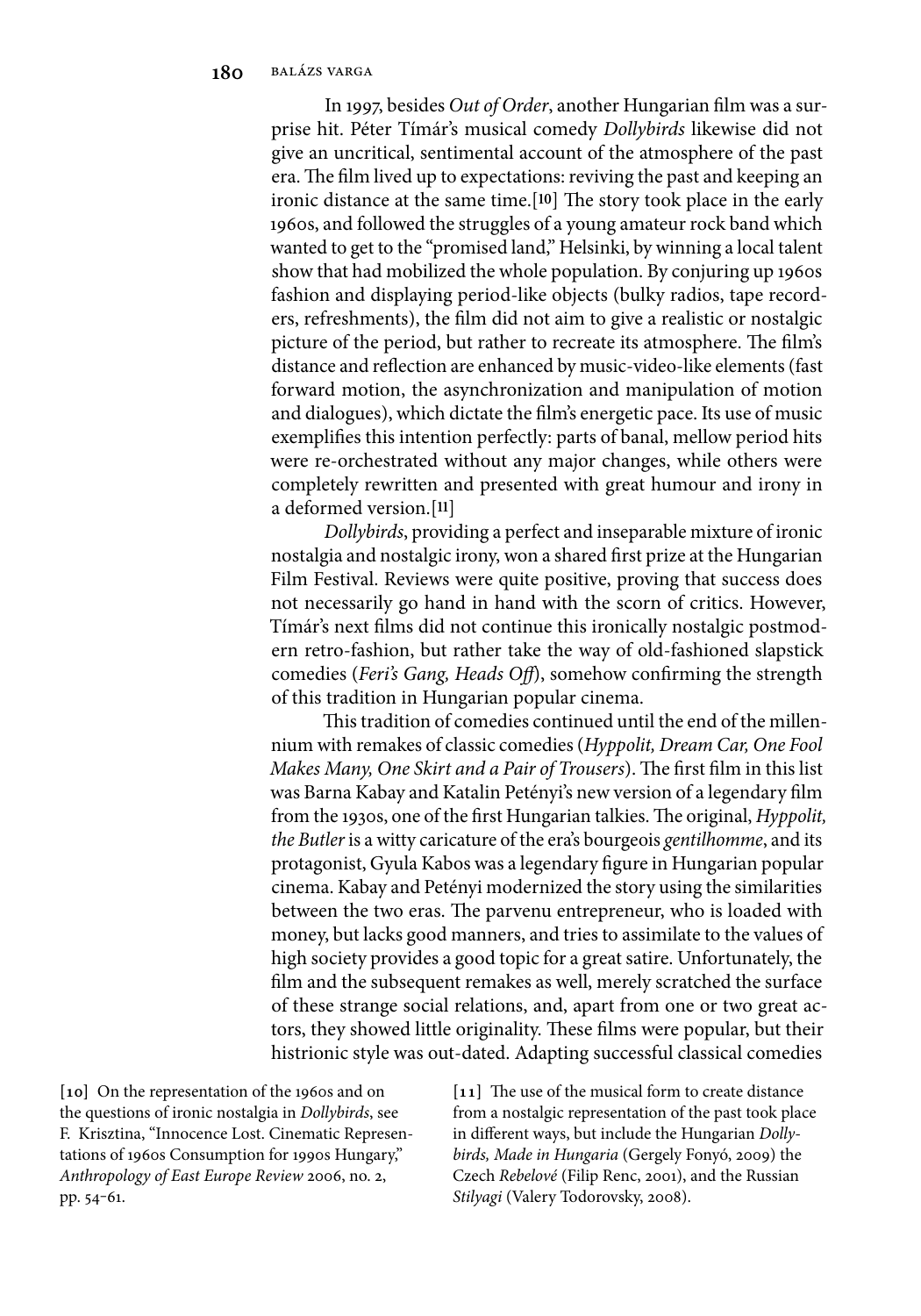In 1997, besides *Out of Order*, another Hungarian film was a surprise hit. Péter Tímár's musical comedy *Dollybirds* likewise did not give an uncritical, sentimental account of the atmosphere of the past era. The film lived up to expectations: reviving the past and keeping an ironic distance at the same time.[10] The story took place in the early 1960s, and followed the struggles of a young amateur rock band which wanted to get to the "promised land," Helsinki, by winning a local talent show that had mobilized the whole population. By conjuring up 1960s fashion and displaying period-like objects (bulky radios, tape recorders, refreshments), the film did not aim to give a realistic or nostalgic picture of the period, but rather to recreate its atmosphere. The film's distance and reflection are enhanced by music-video-like elements (fast forward motion, the asynchronization and manipulation of motion and dialogues), which dictate the film's energetic pace. Its use of music exemplifies this intention perfectly: parts of banal, mellow period hits were re-orchestrated without any major changes, while others were completely rewritten and presented with great humour and irony in a deformed version.[11]

*Dollybirds*, providing a perfect and inseparable mixture of ironic nostalgia and nostalgic irony, won a shared first prize at the Hungarian Film Festival. Reviews were quite positive, proving that success does not necessarily go hand in hand with the scorn of critics. However, Tímár's next films did not continue this ironically nostalgic postmodern retro-fashion, but rather take the way of old-fashioned slapstick comedies (*Feri's Gang, Heads Off*), somehow confirming the strength of this tradition in Hungarian popular cinema.

This tradition of comedies continued until the end of the millennium with remakes of classic comedies (*Hyppolit, Dream Car, One Fool Makes Many, One Skirt and a Pair of Trousers*). The first film in this list was Barna Kabay and Katalin Petényi's new version of a legendary film from the 1930s, one of the first Hungarian talkies. The original, *Hyppolit, the Butler* is a witty caricature of the era's bourgeois *gentilhomme*, and its protagonist, Gyula Kabos was a legendary figure in Hungarian popular cinema. Kabay and Petényi modernized the story using the similarities between the two eras. The parvenu entrepreneur, who is loaded with money, but lacks good manners, and tries to assimilate to the values of high society provides a good topic for a great satire. Unfortunately, the film and the subsequent remakes as well, merely scratched the surface of these strange social relations, and, apart from one or two great actors, they showed little originality. These films were popular, but their histrionic style was out-dated. Adapting successful classical comedies

[10] On the representation of the 1960s and on the questions of ironic nostalgia in *Dollybirds*, see F. Krisztina, "Innocence Lost. Cinematic Representations of 1960s Consumption for 1990s Hungary," *Anthropology of East Europe Review* 2006, no. 2, pp. 54–61.

[11] The use of the musical form to create distance from a nostalgic representation of the past took place in different ways, but include the Hungarian *Dollybirds, Made in Hungaria* (Gergely Fonyó, 2009) the Czech *Rebelové* (Filip Renc, 2001), and the Russian *Stilyagi* (Valery Todorovsky, 2008).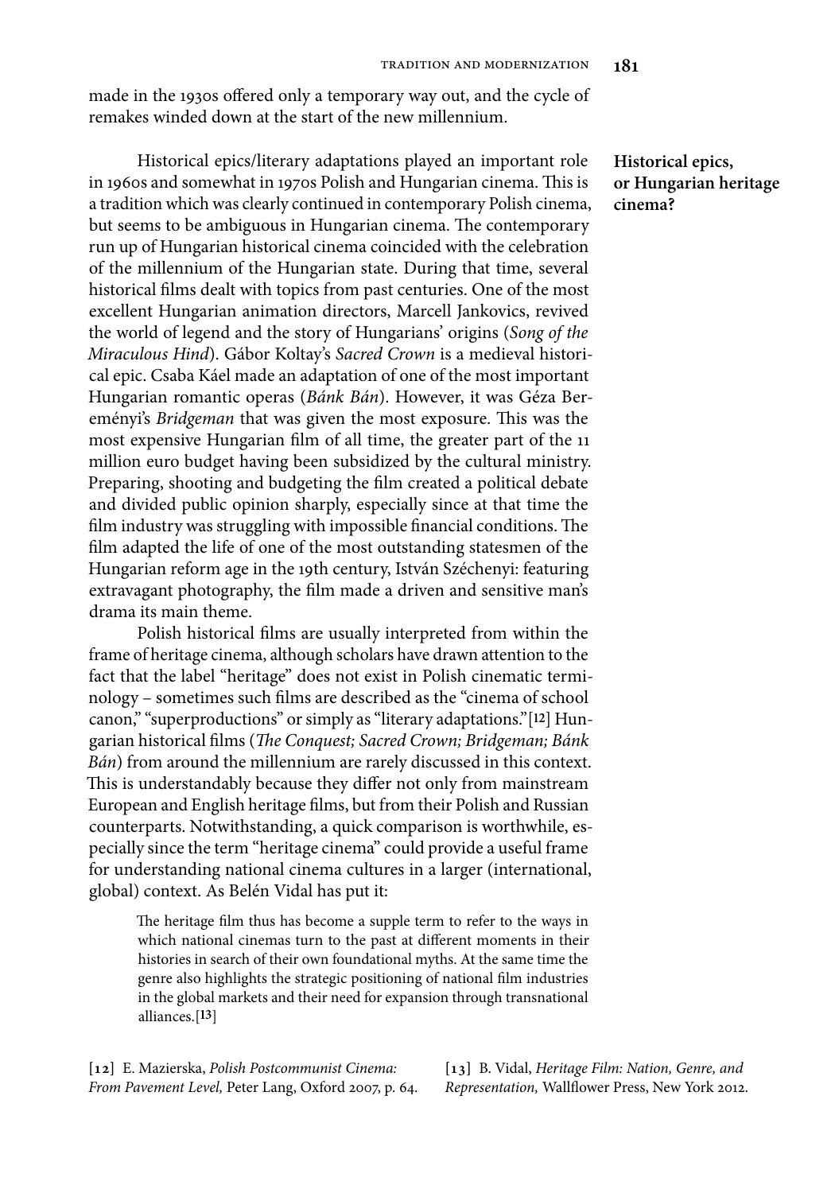made in the 1930s offered only a temporary way out, and the cycle of remakes winded down at the start of the new millennium.

## Historical epics, or Hungarian heritage cinema?

Historical epics/literary adaptations played an important role in 1960s and somewhat in 1970s Polish and Hungarian cinema. This is a tradition which was clearly continued in contemporary Polish cinema, but seems to be ambiguous in Hungarian cinema. The contemporary run up of Hungarian historical cinema coincided with the celebration of the millennium of the Hungarian state. During that time, several historical films dealt with topics from past centuries. One of the most excellent Hungarian animation directors, Marcell Jankovics, revived the world of legend and the story of Hungarians' origins (*Song of the Miraculous Hind*). Gábor Koltay's *Sacred Crown* is a medieval historical epic. Csaba Káel made an adaptation of one of the most important Hungarian romantic operas (*Bánk Bán*). However, it was Géza Bereményi's *Bridgeman* that was given the most exposure. This was the most expensive Hungarian film of all time, the greater part of the 11 million euro budget having been subsidized by the cultural ministry. Preparing, shooting and budgeting the film created a political debate and divided public opinion sharply, especially since at that time the film industry was struggling with impossible financial conditions. The film adapted the life of one of the most outstanding statesmen of the Hungarian reform age in the 19th century, István Széchenyi: featuring extravagant photography, the film made a driven and sensitive man's drama its main theme.

Polish historical films are usually interpreted from within the frame of heritage cinema, although scholars have drawn attention to the fact that the label "heritage" does not exist in Polish cinematic terminology – sometimes such films are described as the "cinema of school canon," "superproductions" or simply as "literary adaptations."[12] Hungarian historical films (*The Conquest; Sacred Crown; Bridgeman; Bánk Bán*) from around the millennium are rarely discussed in this context. This is understandably because they differ not only from mainstream European and English heritage films, but from their Polish and Russian counterparts. Notwithstanding, a quick comparison is worthwhile, especially since the term "heritage cinema" could provide a useful frame for understanding national cinema cultures in a larger (international, global) context. As Belén Vidal has put it:

> The heritage film thus has become a supple term to refer to the ways in which national cinemas turn to the past at different moments in their histories in search of their own foundational myths. At the same time the genre also highlights the strategic positioning of national film industries in the global markets and their need for expansion through transnational alliances.[13]

[12] E. Mazierska, *Polish Postcommunist Cinema: From Pavement Level,* Peter Lang, Oxford 2007, p. 64.

[13] B. Vidal, *Heritage Film: Nation, Genre, and Representation,* Wallflower Press, New York 2012.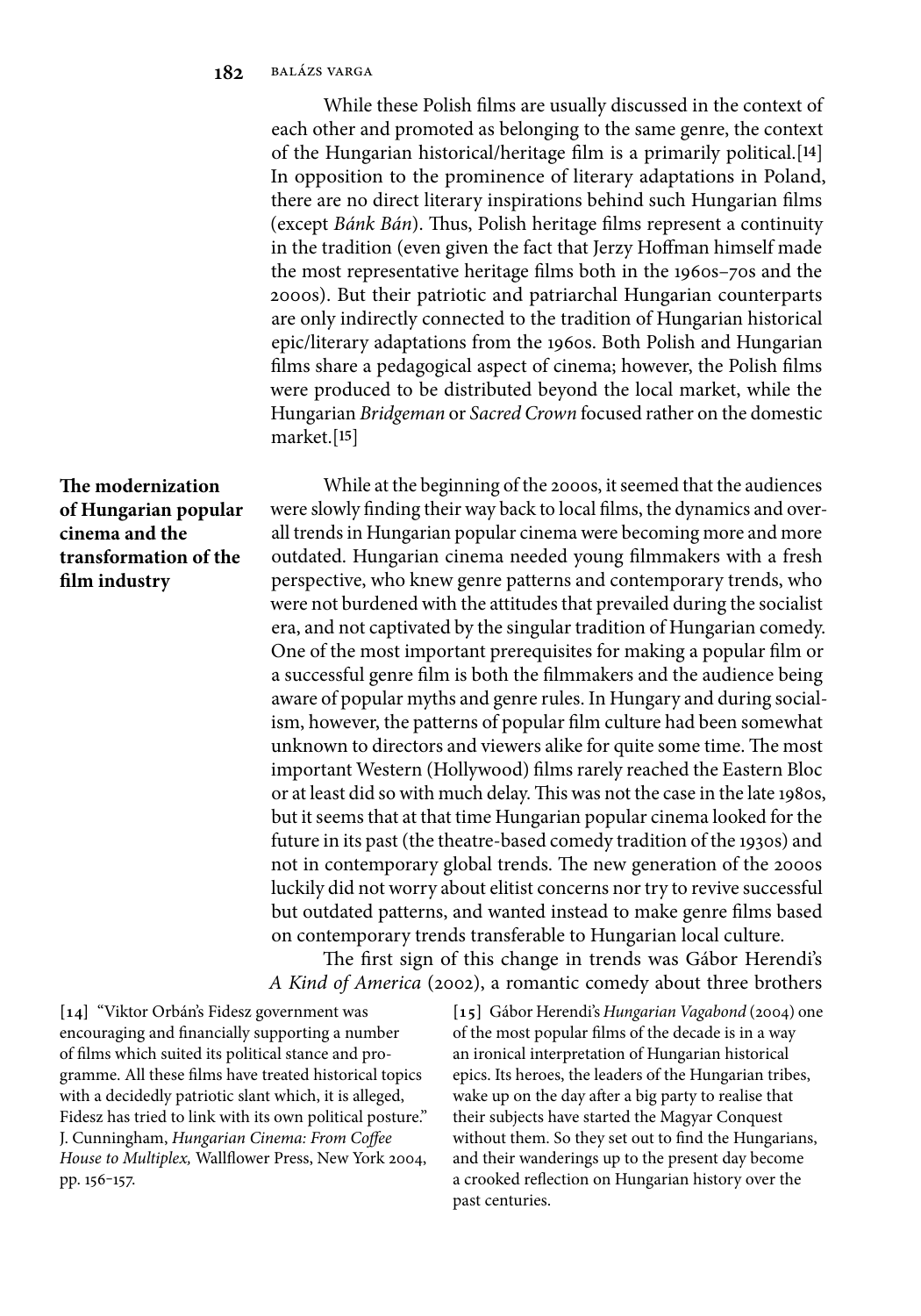While these Polish films are usually discussed in the context of each other and promoted as belonging to the same genre, the context of the Hungarian historical/heritage film is a primarily political.[14] In opposition to the prominence of literary adaptations in Poland, there are no direct literary inspirations behind such Hungarian films (except *Bánk Bán*). Thus, Polish heritage films represent a continuity in the tradition (even given the fact that Jerzy Hoffman himself made the most representative heritage films both in the 1960s–70s and the 2000s). But their patriotic and patriarchal Hungarian counterparts are only indirectly connected to the tradition of Hungarian historical epic/literary adaptations from the 1960s. Both Polish and Hungarian films share a pedagogical aspect of cinema; however, the Polish films were produced to be distributed beyond the local market, while the Hungarian *Bridgeman* or *Sacred Crown* focused rather on the domestic market.[15]

## The modernization of Hungarian popular cinema and the transformation of the film industry

While at the beginning of the 2000s, it seemed that the audiences were slowly finding their way back to local films, the dynamics and overall trends in Hungarian popular cinema were becoming more and more outdated. Hungarian cinema needed young filmmakers with a fresh perspective, who knew genre patterns and contemporary trends, who were not burdened with the attitudes that prevailed during the socialist era, and not captivated by the singular tradition of Hungarian comedy. One of the most important prerequisites for making a popular film or a successful genre film is both the filmmakers and the audience being aware of popular myths and genre rules. In Hungary and during socialism, however, the patterns of popular film culture had been somewhat unknown to directors and viewers alike for quite some time. The most important Western (Hollywood) films rarely reached the Eastern Bloc or at least did so with much delay. This was not the case in the late 1980s, but it seems that at that time Hungarian popular cinema looked for the future in its past (the theatre-based comedy tradition of the 1930s) and not in contemporary global trends. The new generation of the 2000s luckily did not worry about elitist concerns nor try to revive successful but outdated patterns, and wanted instead to make genre films based on contemporary trends transferable to Hungarian local culture.

The first sign of this change in trends was Gábor Herendi's *A Kind of America* (2002), a romantic comedy about three brothers

[14] "Viktor Orbán's Fidesz government was encouraging and financially supporting a number of films which suited its political stance and programme. All these films have treated historical topics with a decidedly patriotic slant which, it is alleged, Fidesz has tried to link with its own political posture." J. Cunningham, *Hungarian Cinema: From Coffee House to Multiplex,* Wallflower Press, New York 2004, pp. 156–157.

[15] Gábor Herendi's *Hungarian Vagabond* (2004) one of the most popular films of the decade is in a way an ironical interpretation of Hungarian historical epics. Its heroes, the leaders of the Hungarian tribes, wake up on the day after a big party to realise that their subjects have started the Magyar Conquest without them. So they set out to find the Hungarians, and their wanderings up to the present day become a crooked reflection on Hungarian history over the past centuries.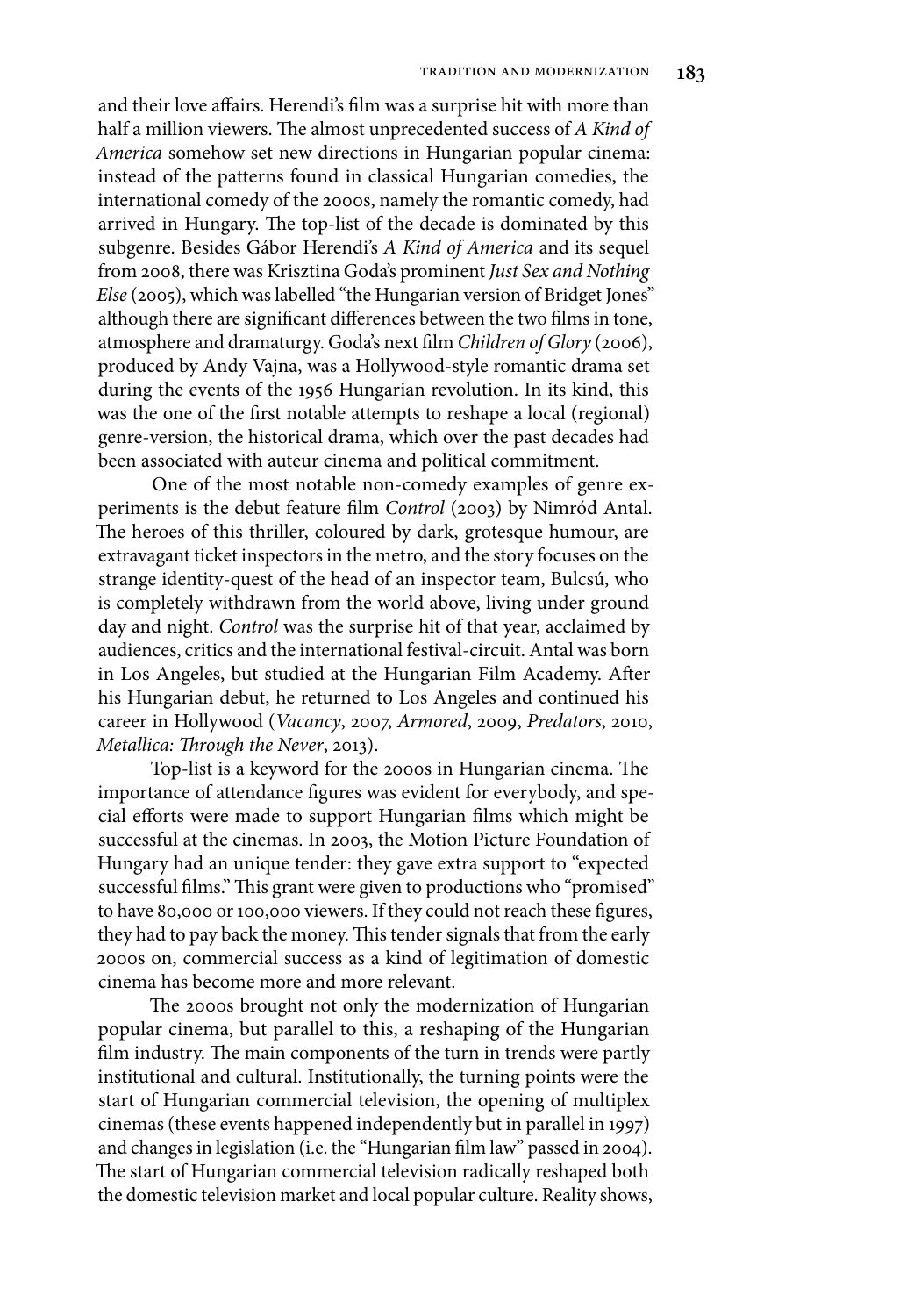and their love affairs. Herendi's film was a surprise hit with more than half a million viewers. The almost unprecedented success of *A Kind of America* somehow set new directions in Hungarian popular cinema: instead of the patterns found in classical Hungarian comedies, the international comedy of the 2000s, namely the romantic comedy, had arrived in Hungary. The top-list of the decade is dominated by this subgenre. Besides Gábor Herendi's *A Kind of America* and its sequel from 2008, there was Krisztina Goda's prominent *Just Sex and Nothing Else* (2005), which was labelled "the Hungarian version of Bridget Jones" although there are significant differences between the two films in tone, atmosphere and dramaturgy. Goda's next film *Children of Glory* (2006), produced by Andy Vajna, was a Hollywood-style romantic drama set during the events of the 1956 Hungarian revolution. In its kind, this was the one of the first notable attempts to reshape a local (regional) genre-version, the historical drama, which over the past decades had been associated with auteur cinema and political commitment.

One of the most notable non-comedy examples of genre experiments is the debut feature film *Control* (2003) by Nimród Antal. The heroes of this thriller, coloured by dark, grotesque humour, are extravagant ticket inspectors in the metro, and the story focuses on the strange identity-quest of the head of an inspector team, Bulcsú, who is completely withdrawn from the world above, living under ground day and night. *Control* was the surprise hit of that year, acclaimed by audiences, critics and the international festival-circuit. Antal was born in Los Angeles, but studied at the Hungarian Film Academy. After his Hungarian debut, he returned to Los Angeles and continued his career in Hollywood (*Vacancy*, 2007, *Armored*, 2009, *Predators*, 2010, *Metallica: Through the Never*, 2013).

Top-list is a keyword for the 2000s in Hungarian cinema. The importance of attendance figures was evident for everybody, and special efforts were made to support Hungarian films which might be successful at the cinemas. In 2003, the Motion Picture Foundation of Hungary had an unique tender: they gave extra support to "expected successful films." This grant were given to productions who "promised" to have 80,000 or 100,000 viewers. If they could not reach these figures, they had to pay back the money. This tender signals that from the early 2000s on, commercial success as a kind of legitimation of domestic cinema has become more and more relevant.

The 2000s brought not only the modernization of Hungarian popular cinema, but parallel to this, a reshaping of the Hungarian film industry. The main components of the turn in trends were partly institutional and cultural. Institutionally, the turning points were the start of Hungarian commercial television, the opening of multiplex cinemas (these events happened independently but in parallel in 1997) and changes in legislation (i.e. the "Hungarian film law" passed in 2004). The start of Hungarian commercial television radically reshaped both the domestic television market and local popular culture. Reality shows,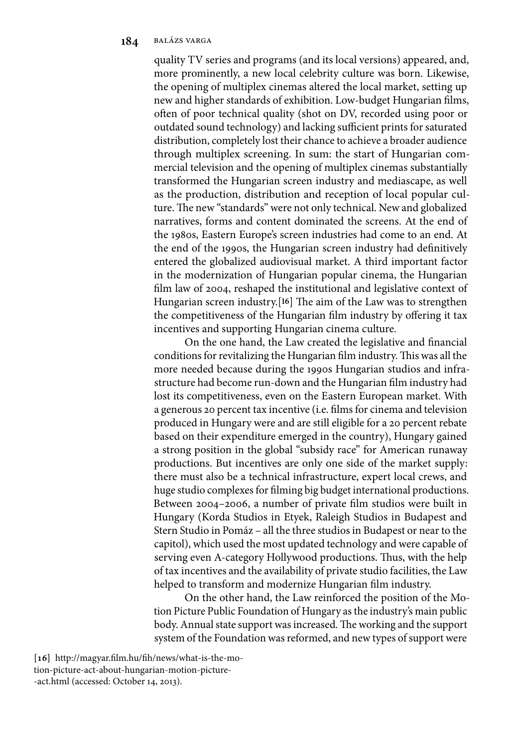quality TV series and programs (and its local versions) appeared, and, more prominently, a new local celebrity culture was born. Likewise, the opening of multiplex cinemas altered the local market, setting up new and higher standards of exhibition. Low-budget Hungarian films, often of poor technical quality (shot on DV, recorded using poor or outdated sound technology) and lacking sufficient prints for saturated distribution, completely lost their chance to achieve a broader audience through multiplex screening. In sum: the start of Hungarian commercial television and the opening of multiplex cinemas substantially transformed the Hungarian screen industry and mediascape, as well as the production, distribution and reception of local popular culture. The new "standards" were not only technical. New and globalized narratives, forms and content dominated the screens. At the end of the 1980s, Eastern Europe's screen industries had come to an end. At the end of the 1990s, the Hungarian screen industry had definitively entered the globalized audiovisual market. A third important factor in the modernization of Hungarian popular cinema, the Hungarian film law of 2004, reshaped the institutional and legislative context of Hungarian screen industry.[16] The aim of the Law was to strengthen the competitiveness of the Hungarian film industry by offering it tax incentives and supporting Hungarian cinema culture.

On the one hand, the Law created the legislative and financial conditions for revitalizing the Hungarian film industry. This was all the more needed because during the 1990s Hungarian studios and infrastructure had become run-down and the Hungarian film industry had lost its competitiveness, even on the Eastern European market. With a generous 20 percent tax incentive (i.e. films for cinema and television produced in Hungary were and are still eligible for a 20 percent rebate based on their expenditure emerged in the country), Hungary gained a strong position in the global "subsidy race" for American runaway productions. But incentives are only one side of the market supply: there must also be a technical infrastructure, expert local crews, and huge studio complexes for filming big budget international productions. Between 2004–2006, a number of private film studios were built in Hungary (Korda Studios in Etyek, Raleigh Studios in Budapest and Stern Studio in Pomáz – all the three studios in Budapest or near to the capitol), which used the most updated technology and were capable of serving even A-category Hollywood productions. Thus, with the help of tax incentives and the availability of private studio facilities, the Law helped to transform and modernize Hungarian film industry.

On the other hand, the Law reinforced the position of the Motion Picture Public Foundation of Hungary as the industry's main public body. Annual state support was increased. The working and the support system of the Foundation was reformed, and new types of support were

[16] http://magyar.film.hu/fih/news/what-is-the-motion-picture-act-about-hungarian-motion-picture--act.html (accessed: October 14, 2013).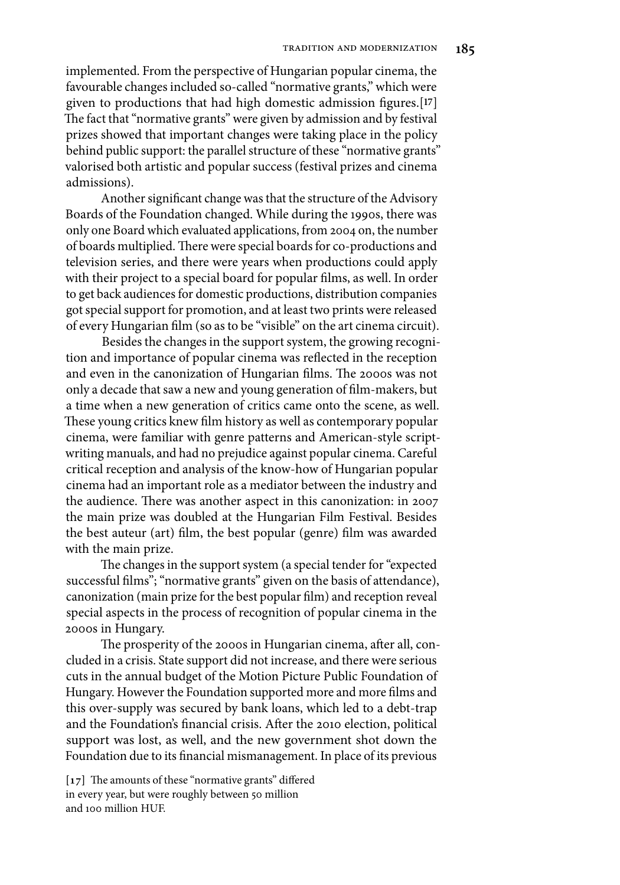implemented. From the perspective of Hungarian popular cinema, the favourable changes included so-called "normative grants," which were given to productions that had high domestic admission figures.[17] The fact that "normative grants" were given by admission and by festival prizes showed that important changes were taking place in the policy behind public support: the parallel structure of these "normative grants" valorised both artistic and popular success (festival prizes and cinema admissions).

Another significant change was that the structure of the Advisory Boards of the Foundation changed. While during the 1990s, there was only one Board which evaluated applications, from 2004 on, the number of boards multiplied. There were special boards for co-productions and television series, and there were years when productions could apply with their project to a special board for popular films, as well. In order to get back audiences for domestic productions, distribution companies got special support for promotion, and at least two prints were released of every Hungarian film (so as to be "visible" on the art cinema circuit).

Besides the changes in the support system, the growing recognition and importance of popular cinema was reflected in the reception and even in the canonization of Hungarian films. The 2000s was not only a decade that saw a new and young generation of film-makers, but a time when a new generation of critics came onto the scene, as well. These young critics knew film history as well as contemporary popular cinema, were familiar with genre patterns and American-style scriptwriting manuals, and had no prejudice against popular cinema. Careful critical reception and analysis of the know-how of Hungarian popular cinema had an important role as a mediator between the industry and the audience. There was another aspect in this canonization: in 2007 the main prize was doubled at the Hungarian Film Festival. Besides the best auteur (art) film, the best popular (genre) film was awarded with the main prize.

The changes in the support system (a special tender for "expected successful films"; "normative grants" given on the basis of attendance), canonization (main prize for the best popular film) and reception reveal special aspects in the process of recognition of popular cinema in the 2000s in Hungary.

The prosperity of the 2000s in Hungarian cinema, after all, concluded in a crisis. State support did not increase, and there were serious cuts in the annual budget of the Motion Picture Public Foundation of Hungary. However the Foundation supported more and more films and this over-supply was secured by bank loans, which led to a debt-trap and the Foundation's financial crisis. After the 2010 election, political support was lost, as well, and the new government shot down the Foundation due to its financial mismanagement. In place of its previous

[17] The amounts of these "normative grants" differed in every year, but were roughly between 50 million and 100 million HUF.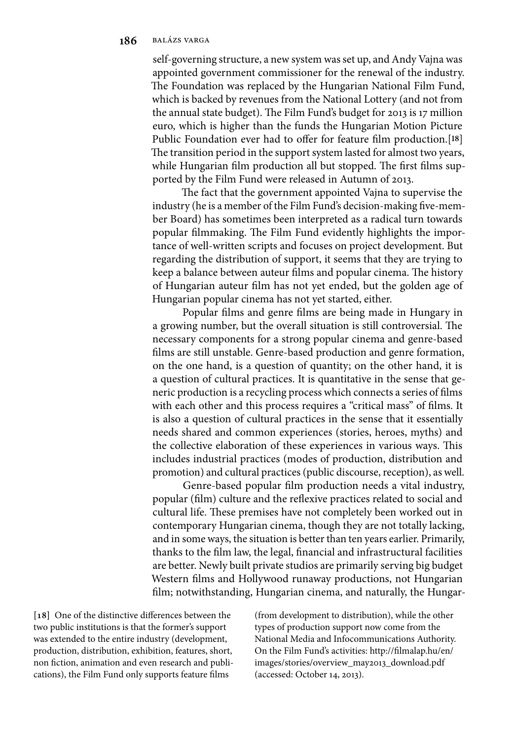self-governing structure, a new system was set up, and Andy Vajna was appointed government commissioner for the renewal of the industry. The Foundation was replaced by the Hungarian National Film Fund, which is backed by revenues from the National Lottery (and not from the annual state budget). The Film Fund's budget for 2013 is 17 million euro, which is higher than the funds the Hungarian Motion Picture Public Foundation ever had to offer for feature film production.[18] The transition period in the support system lasted for almost two years, while Hungarian film production all but stopped. The first films supported by the Film Fund were released in Autumn of 2013.

The fact that the government appointed Vajna to supervise the industry (he is a member of the Film Fund's decision-making five-member Board) has sometimes been interpreted as a radical turn towards popular filmmaking. The Film Fund evidently highlights the importance of well-written scripts and focuses on project development. But regarding the distribution of support, it seems that they are trying to keep a balance between auteur films and popular cinema. The history of Hungarian auteur film has not yet ended, but the golden age of Hungarian popular cinema has not yet started, either.

Popular films and genre films are being made in Hungary in a growing number, but the overall situation is still controversial. The necessary components for a strong popular cinema and genre-based films are still unstable. Genre-based production and genre formation, on the one hand, is a question of quantity; on the other hand, it is a question of cultural practices. It is quantitative in the sense that generic production is a recycling process which connects a series of films with each other and this process requires a "critical mass" of films. It is also a question of cultural practices in the sense that it essentially needs shared and common experiences (stories, heroes, myths) and the collective elaboration of these experiences in various ways. This includes industrial practices (modes of production, distribution and promotion) and cultural practices (public discourse, reception), as well.

Genre-based popular film production needs a vital industry, popular (film) culture and the reflexive practices related to social and cultural life. These premises have not completely been worked out in contemporary Hungarian cinema, though they are not totally lacking, and in some ways, the situation is better than ten years earlier. Primarily, thanks to the film law, the legal, financial and infrastructural facilities are better. Newly built private studios are primarily serving big budget Western films and Hollywood runaway productions, not Hungarian film; notwithstanding, Hungarian cinema, and naturally, the Hungar-

[18] One of the distinctive differences between the two public institutions is that the former's support was extended to the entire industry (development, production, distribution, exhibition, features, short, non fiction, animation and even research and publications), the Film Fund only supports feature films (from development to distribution), while the other types of production support now come from the National Media and Infocommunications Authority. On the Film Fund's activities: http://filmalap.hu/en/images/stories/overview_may2013_download.pdf (accessed: October 14, 2013).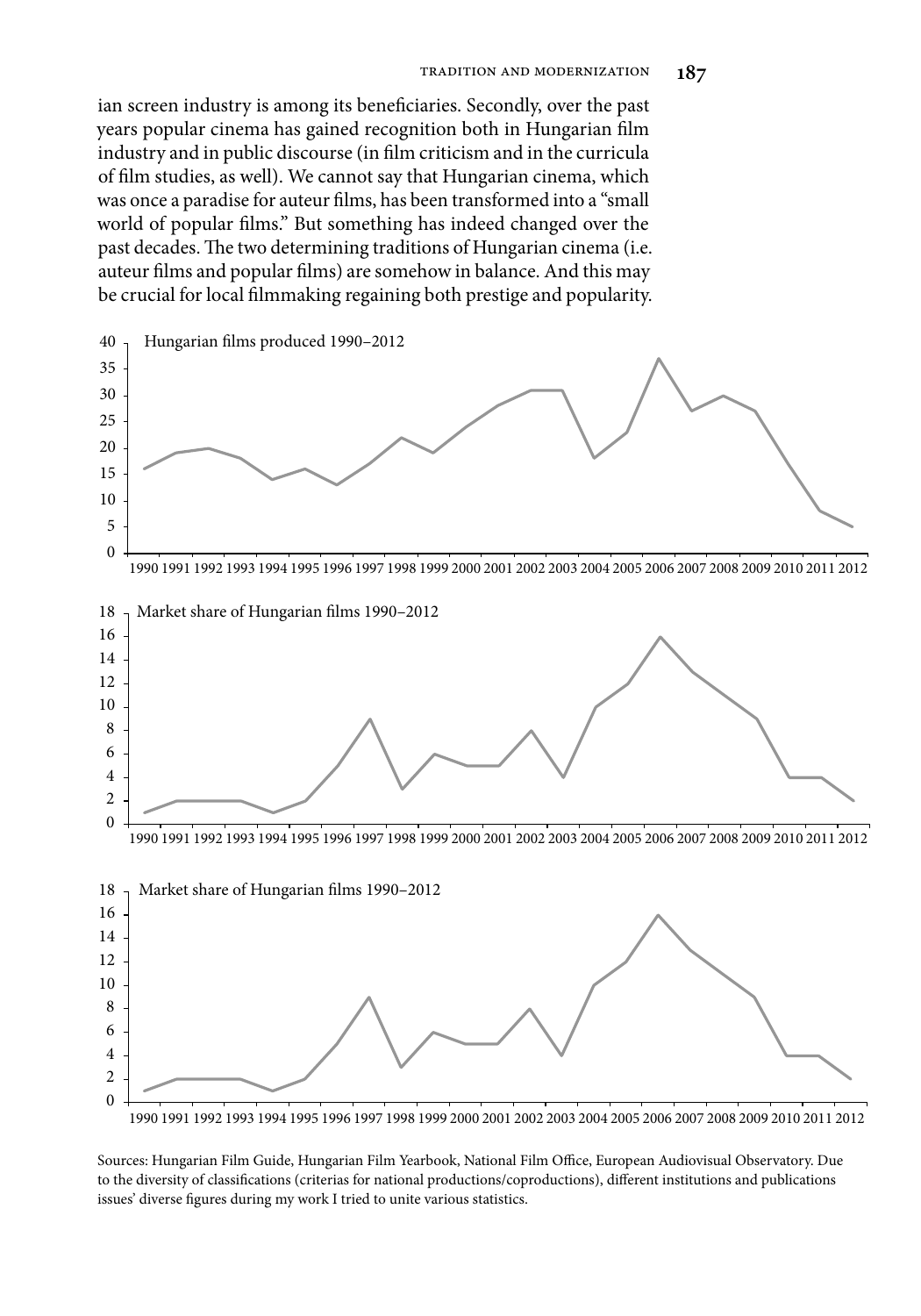ian screen industry is among its beneficiaries. Secondly, over the past years popular cinema has gained recognition both in Hungarian film industry and in public discourse (in film criticism and in the curricula of film studies, as well). We cannot say that Hungarian cinema, which was once a paradise for auteur films, has been transformed into a "small world of popular films." But something has indeed changed over the past decades. The two determining traditions of Hungarian cinema (i.e. auteur films and popular films) are somehow in balance. And this may be crucial for local filmmaking regaining both prestige and popularity.

Hungarian films produced 1990–2012

0 5 10 15 20 25 30 35 40

1990 1991 1992 1993 1994 1995 1996 1997 1998 1999 2000 2001 2002 2003 2004 2005 2006 2007 2008 2009 2010 2011 2012

Market share of Hungarian films 1990–2012

0 2 4 6 8 10 12 14 16 18

1990 1991 1992 1993 1994 1995 1996 1997 1998 1999 2000 2001 2002 2003 2004 2005 2006 2007 2008 2009 2010 2011 2012

Market share of Hungarian films 1990–2012

0 2 4 6 8 10 12 14 16 18

1990 1991 1992 1993 1994 1995 1996 1997 1998 1999 2000 2001 2002 2003 2004 2005 2006 2007 2008 2009 2010 2011 2012

Sources: Hungarian Film Guide, Hungarian Film Yearbook, National Film Office, European Audiovisual Observatory. Due to the diversity of classifications (criterias for national productions/coproductions), different institutions and publications issues' diverse figures during my work I tried to unite various statistics.